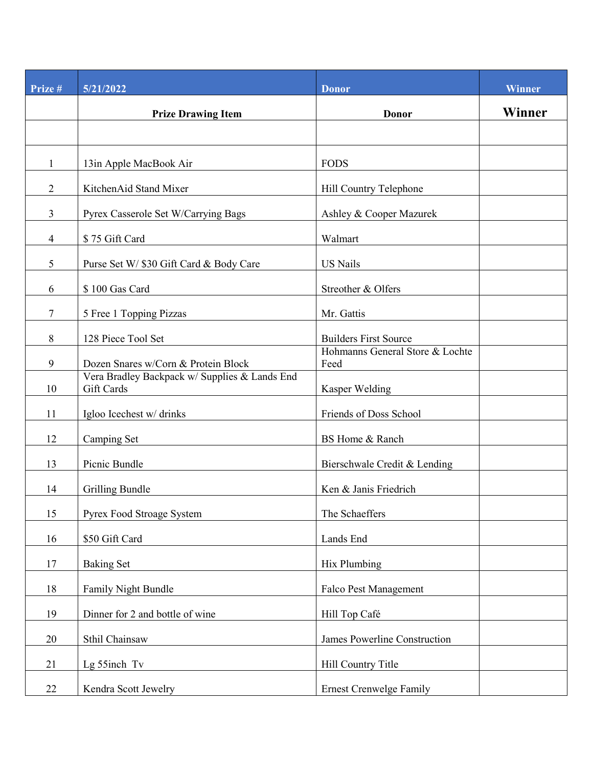| Prize # | 5/21/2022 | Donor | Winner |
|---|---|---|---|
| | **Prize Drawing Item** | **Donor** | **Winner** |
| | | | |
| 1 | 13in Apple MacBook Air | FODS | |
| 2 | KitchenAid Stand Mixer | Hill Country Telephone | |
| 3 | Pyrex Casserole Set W/Carrying Bags | Ashley & Cooper Mazurek | |
| 4 | $ 75 Gift Card | Walmart | |
| 5 | Purse Set W/ $30 Gift Card & Body Care | US Nails | |
| 6 | $ 100 Gas Card | Streother & Olfers | |
| 7 | 5 Free 1 Topping Pizzas | Mr. Gattis | |
| 8 | 128 Piece Tool Set | Builders First Source | |
| 9 | Dozen Snares w/Corn & Protein Block | Hohmanns General Store & Lochte Feed | |
| 10 | Vera Bradley Backpack w/ Supplies & Lands End Gift Cards | Kasper Welding | |
| 11 | Igloo Icechest w/ drinks | Friends of Doss School | |
| 12 | Camping Set | BS Home & Ranch | |
| 13 | Picnic Bundle | Bierschwale Credit & Lending | |
| 14 | Grilling Bundle | Ken & Janis Friedrich | |
| 15 | Pyrex Food Stroage System | The Schaeffers | |
| 16 | $50 Gift Card | Lands End | |
| 17 | Baking Set | Hix Plumbing | |
| 18 | Family Night Bundle | Falco Pest Management | |
| 19 | Dinner for 2 and bottle of wine | Hill Top Café | |
| 20 | Sthil Chainsaw | James Powerline Construction | |
| 21 | Lg 55inch Tv | Hill Country Title | |
| 22 | Kendra Scott Jewelry | Ernest Crenwelge Family | |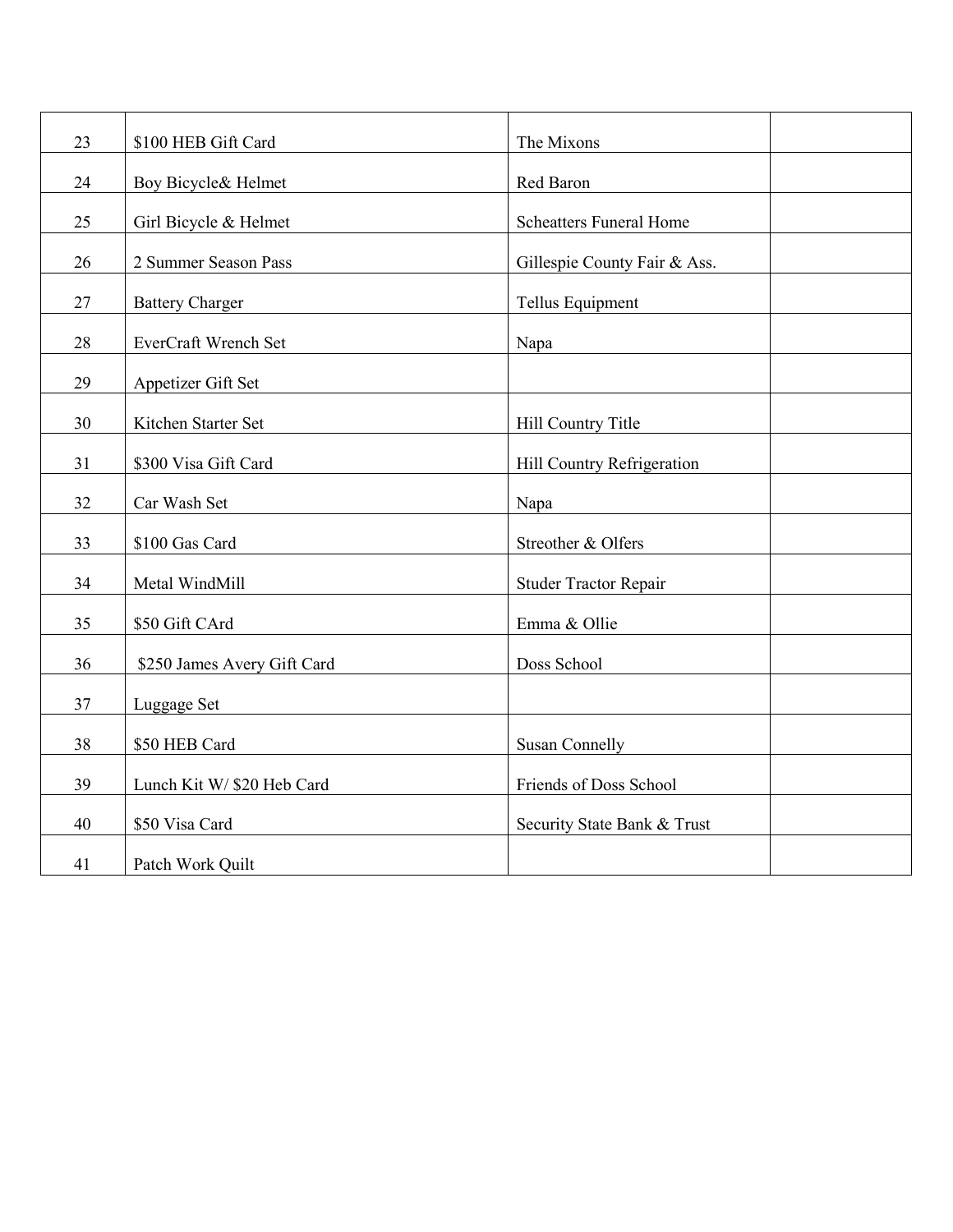| | | | |
|---|---|---|---|
| 23 | $100 HEB Gift Card | The Mixons | |
| 24 | Boy Bicycle& Helmet | Red Baron | |
| 25 | Girl Bicycle & Helmet | Scheatters Funeral Home | |
| 26 | 2 Summer Season Pass | Gillespie County Fair & Ass. | |
| 27 | Battery Charger | Tellus Equipment | |
| 28 | EverCraft Wrench Set | Napa | |
| 29 | Appetizer Gift Set | | |
| 30 | Kitchen Starter Set | Hill Country Title | |
| 31 | $300 Visa Gift Card | Hill Country Refrigeration | |
| 32 | Car Wash Set | Napa | |
| 33 | $100 Gas Card | Streother & Olfers | |
| 34 | Metal WindMill | Studer Tractor Repair | |
| 35 | $50 Gift CArd | Emma & Ollie | |
| 36 | $250 James Avery Gift Card | Doss School | |
| 37 | Luggage Set | | |
| 38 | $50 HEB Card | Susan Connelly | |
| 39 | Lunch Kit W/ $20 Heb Card | Friends of Doss School | |
| 40 | $50 Visa Card | Security State Bank & Trust | |
| 41 | Patch Work Quilt | | |